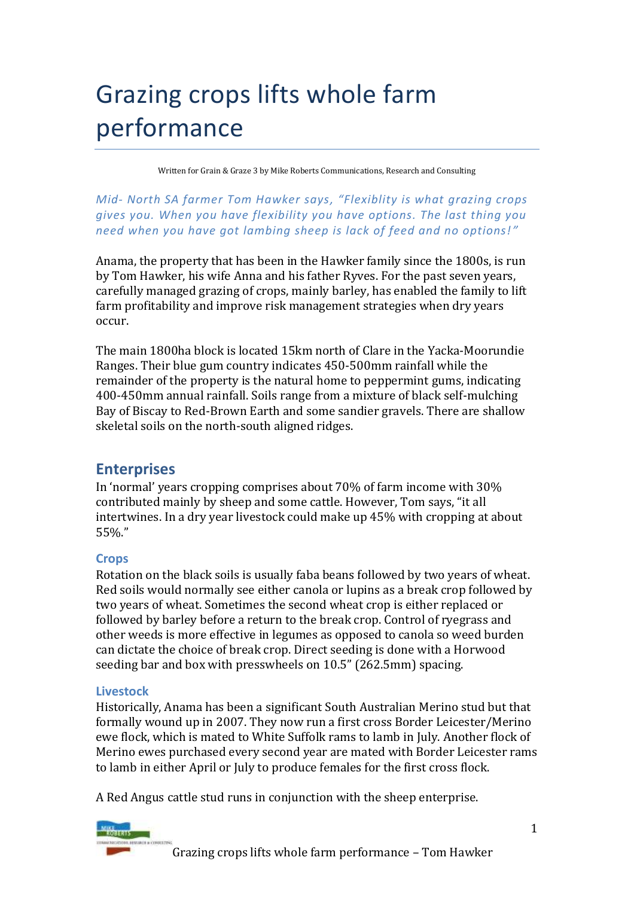# Grazing crops lifts whole farm performance

Written for Grain & Graze 3 by Mike Roberts Communications, Research and Consulting

*Mid- North SA farmer Tom Hawker says, "Flexiblity is what grazing crops gives you. When you have flexibility you have options. The last thing you need when you have got lambing sheep is lack of feed and no options!"*

Anama, the property that has been in the Hawker family since the 1800s, is run by Tom Hawker, his wife Anna and his father Ryves. For the past seven years, carefully managed grazing of crops, mainly barley, has enabled the family to lift farm profitability and improve risk management strategies when dry years occur.

The main 1800ha block is located 15km north of Clare in the Yacka-Moorundie Ranges. Their blue gum country indicates 450-500mm rainfall while the remainder of the property is the natural home to peppermint gums, indicating 400-450mm annual rainfall. Soils range from a mixture of black self-mulching Bay of Biscay to Red-Brown Earth and some sandier gravels. There are shallow skeletal soils on the north-south aligned ridges.

## Enterprises

In 'normal' years cropping comprises about 70% of farm income with 30% contributed mainly by sheep and some cattle. However, Tom says, "it all intertwines. In a dry year livestock could make up 45% with cropping at about 55%."

### Crops

Rotation on the black soils is usually faba beans followed by two years of wheat. Red soils would normally see either canola or lupins as a break crop followed by two years of wheat. Sometimes the second wheat crop is either replaced or followed by barley before a return to the break crop. Control of ryegrass and other weeds is more effective in legumes as opposed to canola so weed burden can dictate the choice of break crop. Direct seeding is done with a Horwood seeding bar and box with presswheels on 10.5" (262.5mm) spacing.

### Livestock

Historically, Anama has been a significant South Australian Merino stud but that formally wound up in 2007. They now run a first cross Border Leicester/Merino ewe flock, which is mated to White Suffolk rams to lamb in July. Another flock of Merino ewes purchased every second year are mated with Border Leicester rams to lamb in either April or July to produce females for the first cross flock.

A Red Angus cattle stud runs in conjunction with the sheep enterprise.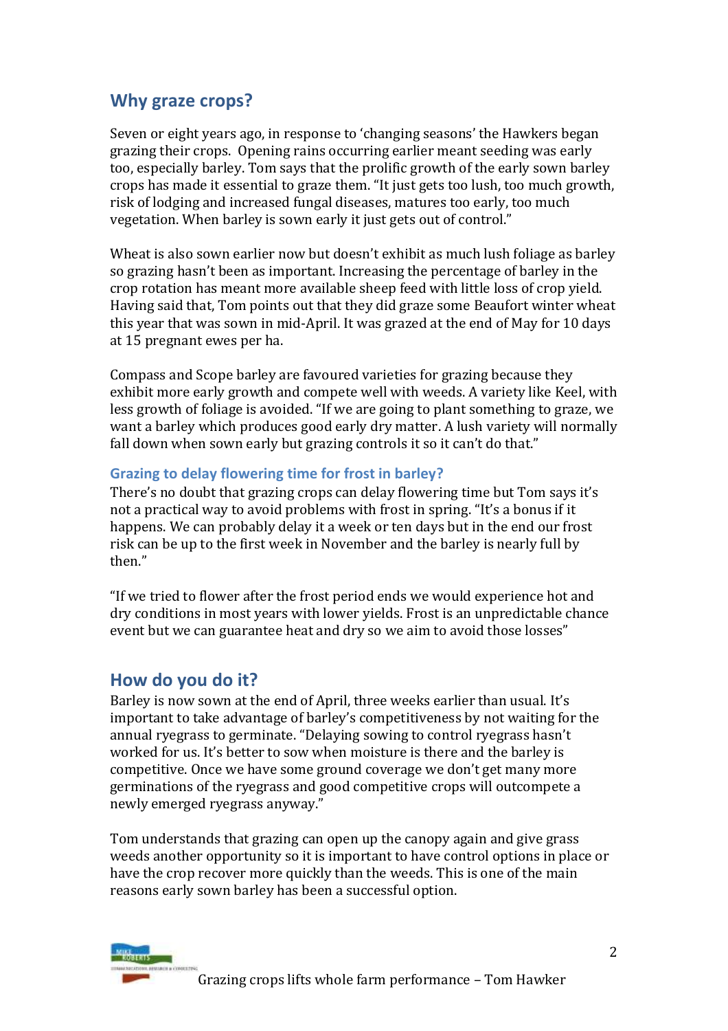## Why graze crops?

Seven or eight years ago, in response to 'changing seasons' the Hawkers began grazing their crops. Opening rains occurring earlier meant seeding was early too, especially barley. Tom says that the prolific growth of the early sown barley crops has made it essential to graze them. "It just gets too lush, too much growth, risk of lodging and increased fungal diseases, matures too early, too much vegetation. When barley is sown early it just gets out of control."

Wheat is also sown earlier now but doesn't exhibit as much lush foliage as barley so grazing hasn't been as important. Increasing the percentage of barley in the crop rotation has meant more available sheep feed with little loss of crop yield. Having said that, Tom points out that they did graze some Beaufort winter wheat this year that was sown in mid-April. It was grazed at the end of May for 10 days at 15 pregnant ewes per ha.

Compass and Scope barley are favoured varieties for grazing because they exhibit more early growth and compete well with weeds. A variety like Keel, with less growth of foliage is avoided. "If we are going to plant something to graze, we want a barley which produces good early dry matter. A lush variety will normally fall down when sown early but grazing controls it so it can't do that."

### Grazing to delay flowering time for frost in barley?

There's no doubt that grazing crops can delay flowering time but Tom says it's not a practical way to avoid problems with frost in spring. "It's a bonus if it happens. We can probably delay it a week or ten days but in the end our frost risk can be up to the first week in November and the barley is nearly full by then."

"If we tried to flower after the frost period ends we would experience hot and dry conditions in most years with lower yields. Frost is an unpredictable chance event but we can guarantee heat and dry so we aim to avoid those losses"

## How do you do it?

Barley is now sown at the end of April, three weeks earlier than usual. It's important to take advantage of barley's competitiveness by not waiting for the annual ryegrass to germinate. "Delaying sowing to control ryegrass hasn't worked for us. It's better to sow when moisture is there and the barley is competitive. Once we have some ground coverage we don't get many more germinations of the ryegrass and good competitive crops will outcompete a newly emerged ryegrass anyway."

Tom understands that grazing can open up the canopy again and give grass weeds another opportunity so it is important to have control options in place or have the crop recover more quickly than the weeds. This is one of the main reasons early sown barley has been a successful option.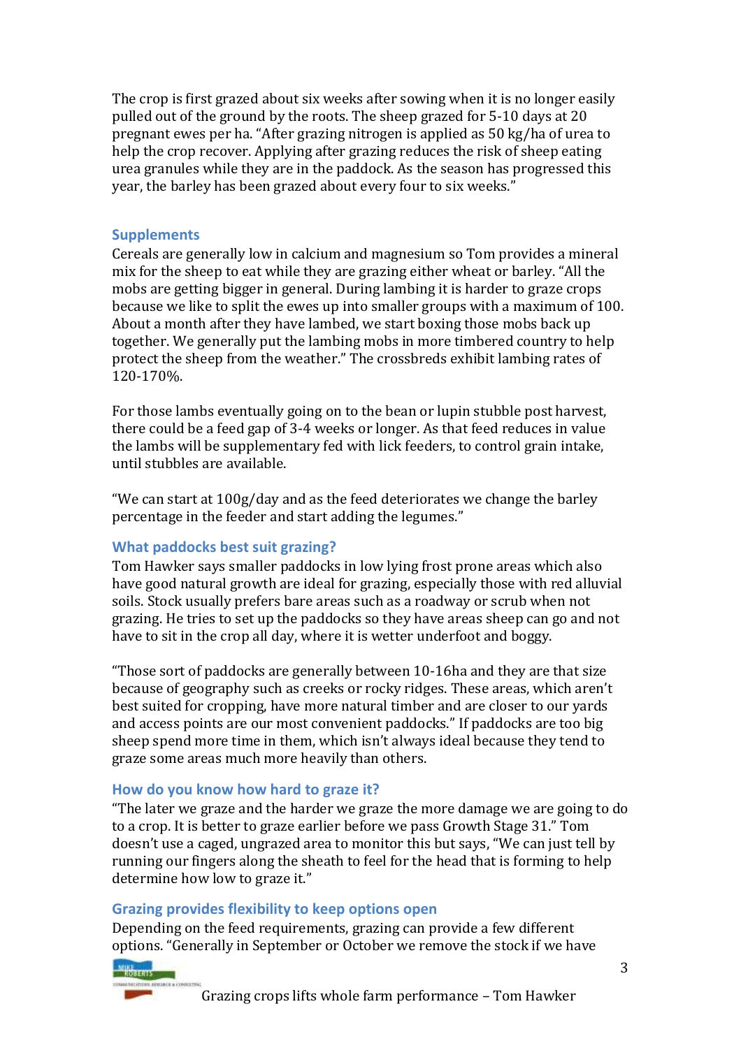The crop is first grazed about six weeks after sowing when it is no longer easily pulled out of the ground by the roots. The sheep grazed for 5-10 days at 20 pregnant ewes per ha. "After grazing nitrogen is applied as 50 kg/ha of urea to help the crop recover. Applying after grazing reduces the risk of sheep eating urea granules while they are in the paddock. As the season has progressed this year, the barley has been grazed about every four to six weeks."

## Supplements

Cereals are generally low in calcium and magnesium so Tom provides a mineral mix for the sheep to eat while they are grazing either wheat or barley. "All the mobs are getting bigger in general. During lambing it is harder to graze crops because we like to split the ewes up into smaller groups with a maximum of 100. About a month after they have lambed, we start boxing those mobs back up together. We generally put the lambing mobs in more timbered country to help protect the sheep from the weather." The crossbreds exhibit lambing rates of 120-170%.

For those lambs eventually going on to the bean or lupin stubble post harvest, there could be a feed gap of 3-4 weeks or longer. As that feed reduces in value the lambs will be supplementary fed with lick feeders, to control grain intake, until stubbles are available.

"We can start at 100g/day and as the feed deteriorates we change the barley percentage in the feeder and start adding the legumes."

## What paddocks best suit grazing?

Tom Hawker says smaller paddocks in low lying frost prone areas which also have good natural growth are ideal for grazing, especially those with red alluvial soils. Stock usually prefers bare areas such as a roadway or scrub when not grazing. He tries to set up the paddocks so they have areas sheep can go and not have to sit in the crop all day, where it is wetter underfoot and boggy.

"Those sort of paddocks are generally between 10-16ha and they are that size because of geography such as creeks or rocky ridges. These areas, which aren't best suited for cropping, have more natural timber and are closer to our yards and access points are our most convenient paddocks." If paddocks are too big sheep spend more time in them, which isn't always ideal because they tend to graze some areas much more heavily than others.

## How do you know how hard to graze it?

"The later we graze and the harder we graze the more damage we are going to do to a crop. It is better to graze earlier before we pass Growth Stage 31." Tom doesn't use a caged, ungrazed area to monitor this but says, "We can just tell by running our fingers along the sheath to feel for the head that is forming to help determine how low to graze it."

## Grazing provides flexibility to keep options open

Depending on the feed requirements, grazing can provide a few different options. "Generally in September or October we remove the stock if we have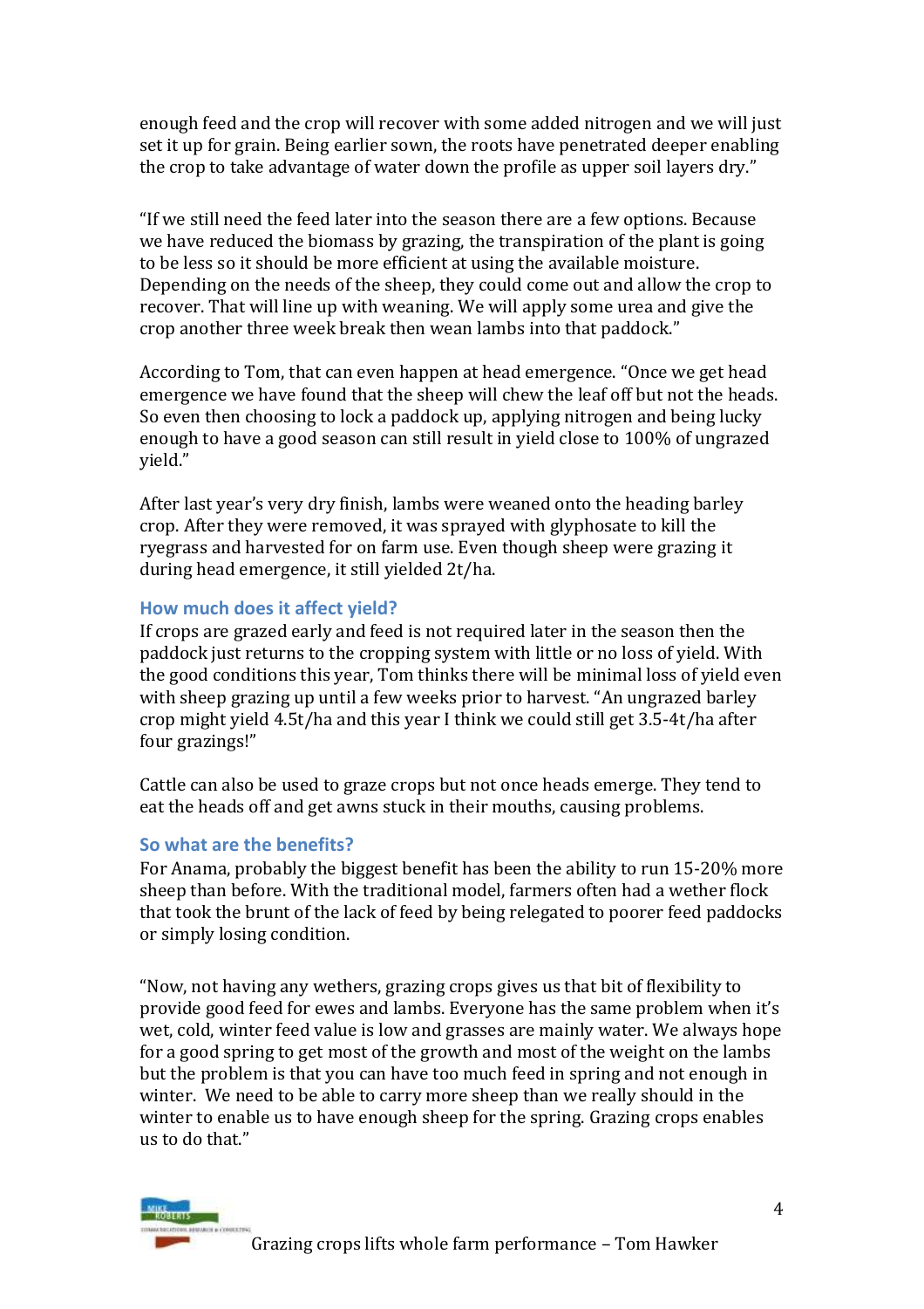enough feed and the crop will recover with some added nitrogen and we will just set it up for grain. Being earlier sown, the roots have penetrated deeper enabling the crop to take advantage of water down the profile as upper soil layers dry."

"If we still need the feed later into the season there are a few options. Because we have reduced the biomass by grazing, the transpiration of the plant is going to be less so it should be more efficient at using the available moisture. Depending on the needs of the sheep, they could come out and allow the crop to recover. That will line up with weaning. We will apply some urea and give the crop another three week break then wean lambs into that paddock."

According to Tom, that can even happen at head emergence. "Once we get head emergence we have found that the sheep will chew the leaf off but not the heads. So even then choosing to lock a paddock up, applying nitrogen and being lucky enough to have a good season can still result in yield close to 100% of ungrazed yield."

After last year's very dry finish, lambs were weaned onto the heading barley crop. After they were removed, it was sprayed with glyphosate to kill the ryegrass and harvested for on farm use. Even though sheep were grazing it during head emergence, it still yielded 2t/ha.

### How much does it affect yield?

If crops are grazed early and feed is not required later in the season then the paddock just returns to the cropping system with little or no loss of yield. With the good conditions this year, Tom thinks there will be minimal loss of yield even with sheep grazing up until a few weeks prior to harvest. "An ungrazed barley crop might yield 4.5t/ha and this year I think we could still get 3.5-4t/ha after four grazings!"

Cattle can also be used to graze crops but not once heads emerge. They tend to eat the heads off and get awns stuck in their mouths, causing problems.

### So what are the benefits?

For Anama, probably the biggest benefit has been the ability to run 15-20% more sheep than before. With the traditional model, farmers often had a wether flock that took the brunt of the lack of feed by being relegated to poorer feed paddocks or simply losing condition.

"Now, not having any wethers, grazing crops gives us that bit of flexibility to provide good feed for ewes and lambs. Everyone has the same problem when it's wet, cold, winter feed value is low and grasses are mainly water. We always hope for a good spring to get most of the growth and most of the weight on the lambs but the problem is that you can have too much feed in spring and not enough in winter. We need to be able to carry more sheep than we really should in the winter to enable us to have enough sheep for the spring. Grazing crops enables us to do that."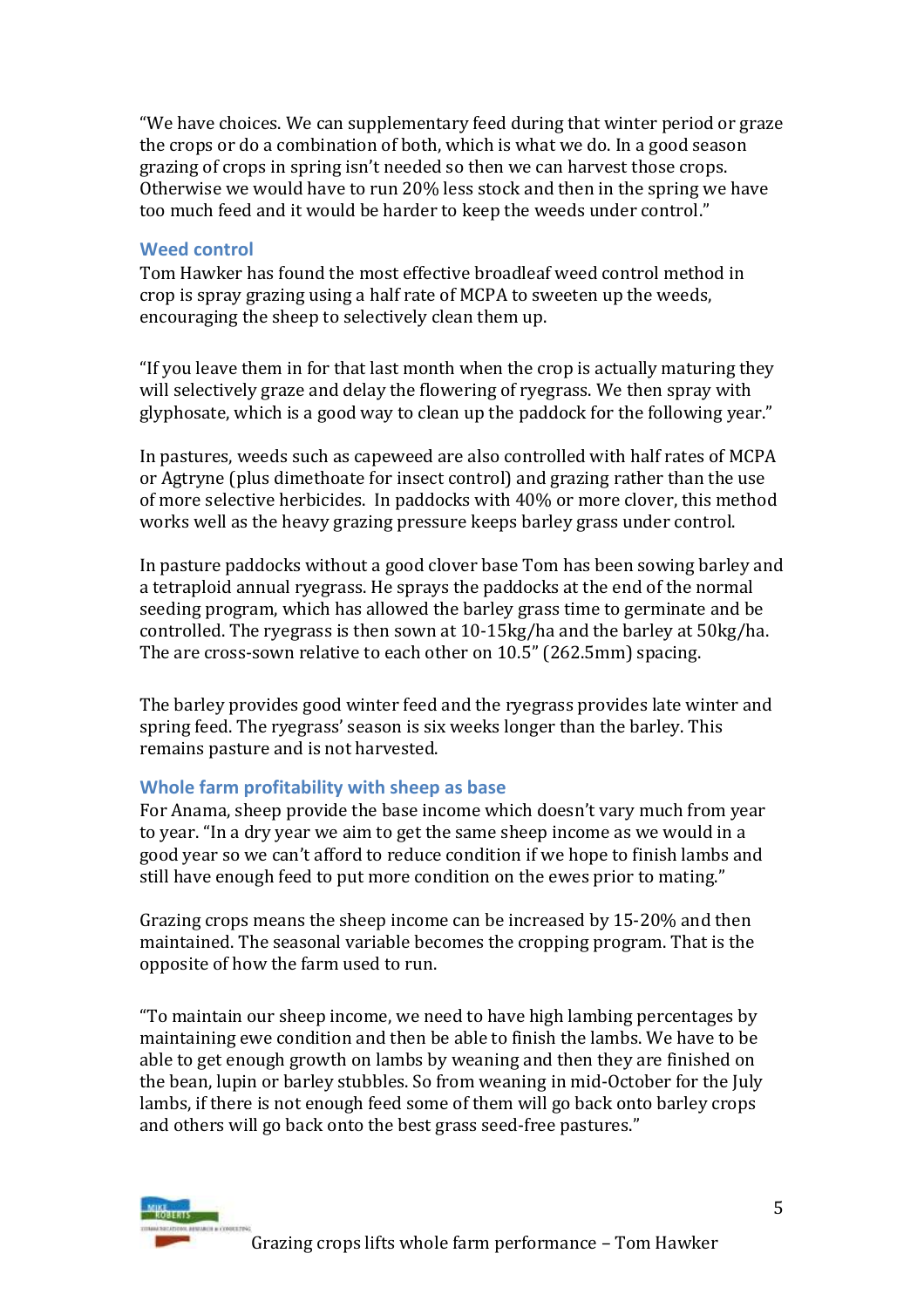"We have choices. We can supplementary feed during that winter period or graze the crops or do a combination of both, which is what we do. In a good season grazing of crops in spring isn't needed so then we can harvest those crops. Otherwise we would have to run 20% less stock and then in the spring we have too much feed and it would be harder to keep the weeds under control."

## Weed control

Tom Hawker has found the most effective broadleaf weed control method in crop is spray grazing using a half rate of MCPA to sweeten up the weeds, encouraging the sheep to selectively clean them up.

"If you leave them in for that last month when the crop is actually maturing they will selectively graze and delay the flowering of ryegrass. We then spray with glyphosate, which is a good way to clean up the paddock for the following year."

In pastures, weeds such as capeweed are also controlled with half rates of MCPA or Agtryne (plus dimethoate for insect control) and grazing rather than the use of more selective herbicides. In paddocks with 40% or more clover, this method works well as the heavy grazing pressure keeps barley grass under control.

In pasture paddocks without a good clover base Tom has been sowing barley and a tetraploid annual ryegrass. He sprays the paddocks at the end of the normal seeding program, which has allowed the barley grass time to germinate and be controlled. The ryegrass is then sown at 10-15kg/ha and the barley at 50kg/ha. The are cross-sown relative to each other on 10.5" (262.5mm) spacing.

The barley provides good winter feed and the ryegrass provides late winter and spring feed. The ryegrass' season is six weeks longer than the barley. This remains pasture and is not harvested.

## Whole farm profitability with sheep as base

For Anama, sheep provide the base income which doesn't vary much from year to year. "In a dry year we aim to get the same sheep income as we would in a good year so we can't afford to reduce condition if we hope to finish lambs and still have enough feed to put more condition on the ewes prior to mating."

Grazing crops means the sheep income can be increased by 15-20% and then maintained. The seasonal variable becomes the cropping program. That is the opposite of how the farm used to run.

"To maintain our sheep income, we need to have high lambing percentages by maintaining ewe condition and then be able to finish the lambs. We have to be able to get enough growth on lambs by weaning and then they are finished on the bean, lupin or barley stubbles. So from weaning in mid-October for the July lambs, if there is not enough feed some of them will go back onto barley crops and others will go back onto the best grass seed-free pastures."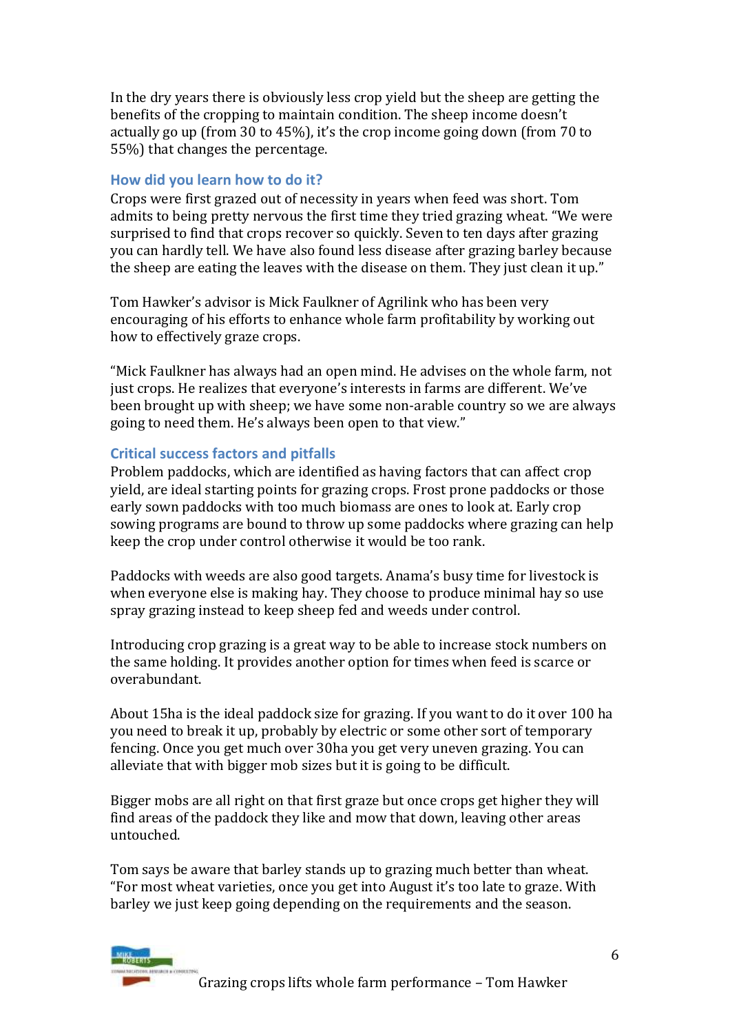In the dry years there is obviously less crop yield but the sheep are getting the benefits of the cropping to maintain condition. The sheep income doesn't actually go up (from 30 to 45%), it's the crop income going down (from 70 to 55%) that changes the percentage.

### How did you learn how to do it?

Crops were first grazed out of necessity in years when feed was short. Tom admits to being pretty nervous the first time they tried grazing wheat. "We were surprised to find that crops recover so quickly. Seven to ten days after grazing you can hardly tell. We have also found less disease after grazing barley because the sheep are eating the leaves with the disease on them. They just clean it up."

Tom Hawker's advisor is Mick Faulkner of Agrilink who has been very encouraging of his efforts to enhance whole farm profitability by working out how to effectively graze crops.

"Mick Faulkner has always had an open mind. He advises on the whole farm, not just crops. He realizes that everyone's interests in farms are different. We've been brought up with sheep; we have some non-arable country so we are always going to need them. He's always been open to that view."

### Critical success factors and pitfalls

Problem paddocks, which are identified as having factors that can affect crop yield, are ideal starting points for grazing crops. Frost prone paddocks or those early sown paddocks with too much biomass are ones to look at. Early crop sowing programs are bound to throw up some paddocks where grazing can help keep the crop under control otherwise it would be too rank.

Paddocks with weeds are also good targets. Anama's busy time for livestock is when everyone else is making hay. They choose to produce minimal hay so use spray grazing instead to keep sheep fed and weeds under control.

Introducing crop grazing is a great way to be able to increase stock numbers on the same holding. It provides another option for times when feed is scarce or overabundant.

About 15ha is the ideal paddock size for grazing. If you want to do it over 100 ha you need to break it up, probably by electric or some other sort of temporary fencing. Once you get much over 30ha you get very uneven grazing. You can alleviate that with bigger mob sizes but it is going to be difficult.

Bigger mobs are all right on that first graze but once crops get higher they will find areas of the paddock they like and mow that down, leaving other areas untouched.

Tom says be aware that barley stands up to grazing much better than wheat. "For most wheat varieties, once you get into August it's too late to graze. With barley we just keep going depending on the requirements and the season.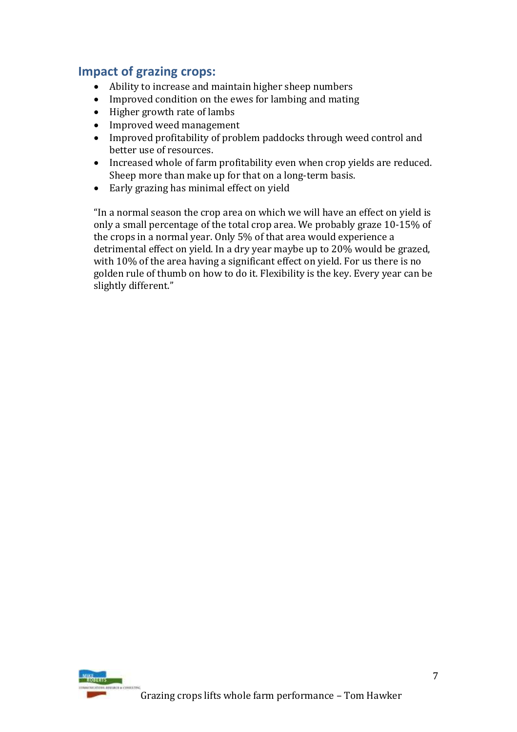## Impact of grazing crops:

- Ability to increase and maintain higher sheep numbers
- Improved condition on the ewes for lambing and mating
- Higher growth rate of lambs
- Improved weed management
- Improved profitability of problem paddocks through weed control and better use of resources.
- Increased whole of farm profitability even when crop yields are reduced. Sheep more than make up for that on a long-term basis.
- Early grazing has minimal effect on yield

"In a normal season the crop area on which we will have an effect on yield is only a small percentage of the total crop area. We probably graze 10-15% of the crops in a normal year. Only 5% of that area would experience a detrimental effect on yield. In a dry year maybe up to 20% would be grazed, with 10% of the area having a significant effect on yield. For us there is no golden rule of thumb on how to do it. Flexibility is the key. Every year can be slightly different."